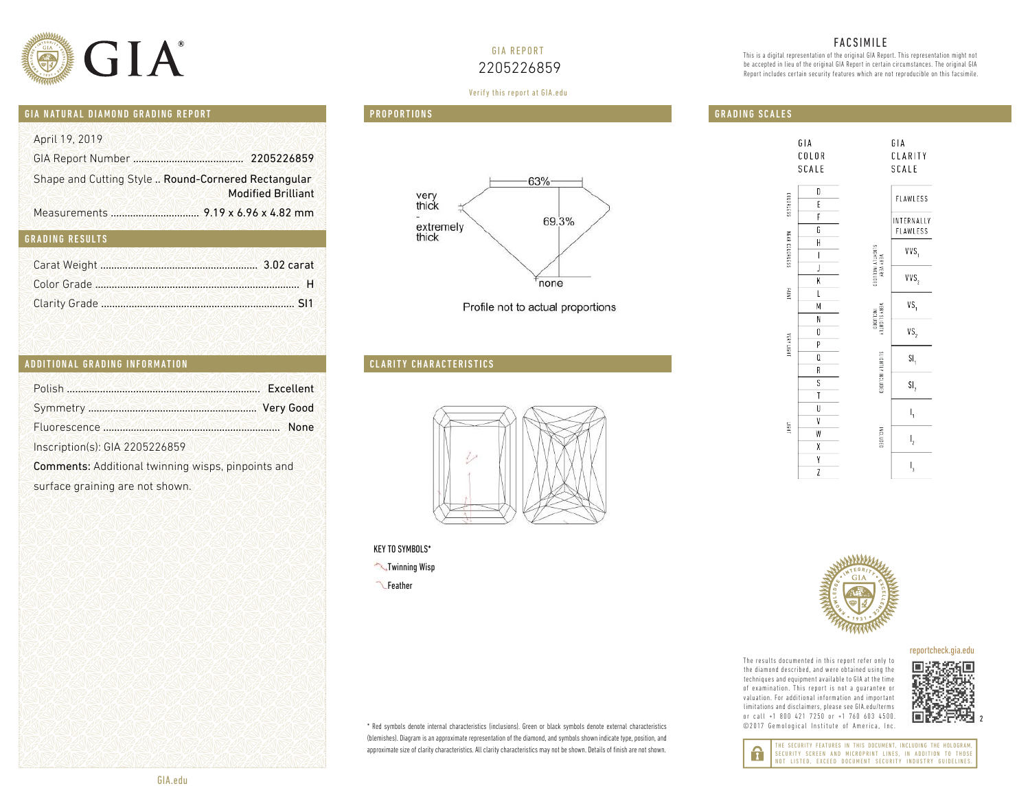# GIA

GIA REPORT
2205226859

Verify this report at GIA.edu

## FACSIMILE

This is a digital representation of the original GIA Report. This representation might not be accepted in lieu of the original GIA Report in certain circumstances. The original GIA Report includes certain security features which are not reproducible on this facsimile.

## GIA NATURAL DIAMOND GRADING REPORT

April 19, 2019

GIA Report Number ........................................ 2205226859

Shape and Cutting Style .. Round-Cornered Rectangular Modified Brilliant

Measurements ................................ 9.19 x 6.96 x 4.82 mm

## GRADING RESULTS

Carat Weight ........................................................ 3.02 carat

Color Grade ......................................................................... H

Clarity Grade ..................................................................... SI1

## ADDITIONAL GRADING INFORMATION

Polish ..................................................................... Excellent

Symmetry ............................................................ Very Good

Fluorescence ............................................................... None

Inscription(s): GIA 2205226859

**Comments:** Additional twinning wisps, pinpoints and surface graining are not shown.

## PROPORTIONS

63%

69.3%

very thick - extremely thick

none

Profile not to actual proportions

## CLARITY CHARACTERISTICS

KEY TO SYMBOLS*

Twinning Wisp

Feather

\* Red symbols denote internal characteristics (inclusions). Green or black symbols denote external characteristics (blemishes). Diagram is an approximate representation of the diamond, and symbols shown indicate type, position, and approximate size of clarity characteristics. All clarity characteristics may not be shown. Details of finish are not shown.

## GRADING SCALES

GIA COLOR SCALE

| | Grade |
|---|---|
| COLORLESS | D |
| | E |
| | F |
| NEAR COLORLESS | G |
| | H |
| | I |
| | J |
| FAINT | K |
| | L |
| | M |
| VERY LIGHT | N |
| | O |
| | P |
| | Q |
| | R |
| LIGHT | S |
| | T |
| | U |
| | V |
| | W |
| | X |
| | Y |
| | Z |

GIA CLARITY SCALE

| | Grade |
|---|---|
| | FLAWLESS |
| | INTERNALLY FLAWLESS |
| VERY VERY SLIGHTLY INCLUDED | VVS1 |
| | VVS2 |
| VERY SLIGHTLY INCLUDED | VS1 |
| | VS2 |
| SLIGHTLY INCLUDED | SI1 |
| | SI2 |
| INCLUDED | I1 |
| | I2 |
| | I3 |

reportcheck.gia.edu

The results documented in this report refer only to the diamond described, and were obtained using the techniques and equipment available to GIA at the time of examination. This report is not a guarantee or valuation. For additional information and important limitations and disclaimers, please see GIA.edu/terms or call +1 800 421 7250 or +1 760 603 4500. ©2017 Gemological Institute of America, Inc.

THE SECURITY FEATURES IN THIS DOCUMENT, INCLUDING THE HOLOGRAM, SECURITY SCREEN AND MICROPRINT LINES, IN ADDITION TO THOSE NOT LISTED, EXCEED DOCUMENT SECURITY INDUSTRY GUIDELINES.

GIA.edu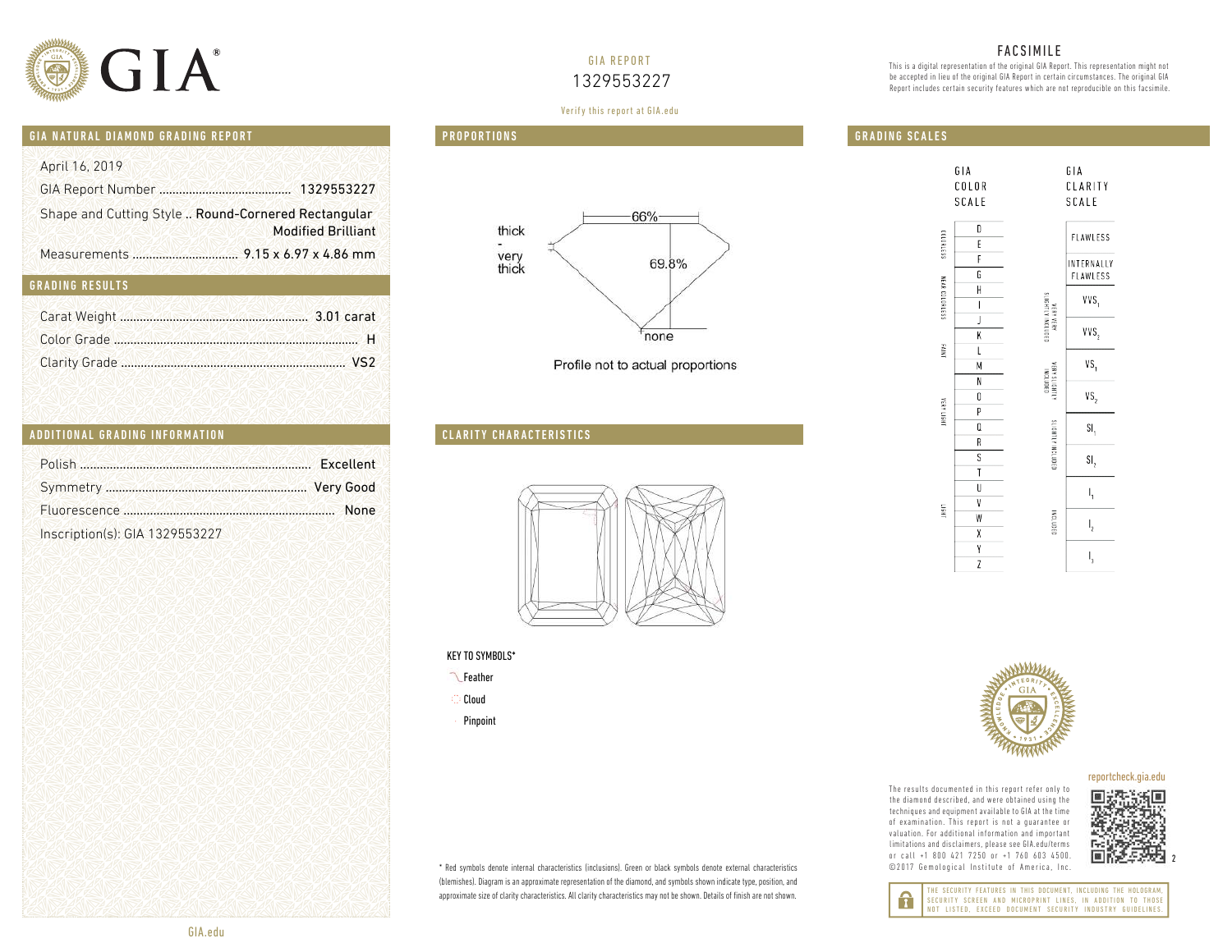# GIA

GIA REPORT
1329553227

Verify this report at GIA.edu

FACSIMILE

This is a digital representation of the original GIA Report. This representation might not be accepted in lieu of the original GIA Report in certain circumstances. The original GIA Report includes certain security features which are not reproducible on this facsimile.

## GIA NATURAL DIAMOND GRADING REPORT

April 16, 2019

GIA Report Number ........................................ 1329553227

Shape and Cutting Style .. Round-Cornered Rectangular Modified Brilliant

Measurements ................................ 9.15 x 6.97 x 4.86 mm

## GRADING RESULTS

Carat Weight ......................................................... 3.01 carat

Color Grade ......................................................................... H

Clarity Grade .................................................................... VS2

## ADDITIONAL GRADING INFORMATION

Polish ..................................................................... Excellent

Symmetry ............................................................ Very Good

Fluorescence ............................................................... None

Inscription(s): GIA 1329553227

## PROPORTIONS

66%

thick - very thick

69.8%

none

Profile not to actual proportions

## CLARITY CHARACTERISTICS

KEY TO SYMBOLS*

- Feather
- Cloud
- Pinpoint

* Red symbols denote internal characteristics (inclusions). Green or black symbols denote external characteristics (blemishes). Diagram is an approximate representation of the diamond, and symbols shown indicate type, position, and approximate size of clarity characteristics. All clarity characteristics may not be shown. Details of finish are not shown.

## GRADING SCALES

GIA COLOR SCALE

| | |
|---|---|
| COLORLESS | D |
| | E |
| | F |
| NEAR COLORLESS | G |
| | H |
| | I |
| | J |
| FAINT | K |
| | L |
| | M |
| VERY LIGHT | N |
| | O |
| | P |
| | Q |
| | R |
| LIGHT | S |
| | T |
| | U |
| | V |
| | W |
| | X |
| | Y |
| | Z |

GIA CLARITY SCALE

| | |
|---|---|
| | FLAWLESS |
| | INTERNALLY FLAWLESS |
| VERY VERY SLIGHTLY INCLUDED | $VVS_1$ |
| | $VVS_2$ |
| VERY SLIGHTLY INCLUDED | $VS_1$ |
| | $VS_2$ |
| SLIGHTLY INCLUDED | $SI_1$ |
| | $SI_2$ |
| INCLUDED | $I_1$ |
| | $I_2$ |
| | $I_3$ |

reportcheck.gia.edu

The results documented in this report refer only to the diamond described, and were obtained using the techniques and equipment available to GIA at the time of examination. This report is not a guarantee or valuation. For additional information and important limitations and disclaimers, please see GIA.edu/terms or call +1 800 421 7250 or +1 760 603 4500. ©2017 Gemological Institute of America, Inc.

THE SECURITY FEATURES IN THIS DOCUMENT, INCLUDING THE HOLOGRAM, SECURITY SCREEN AND MICROPRINT LINES, IN ADDITION TO THOSE NOT LISTED, EXCEED DOCUMENT SECURITY INDUSTRY GUIDELINES.

GIA.edu